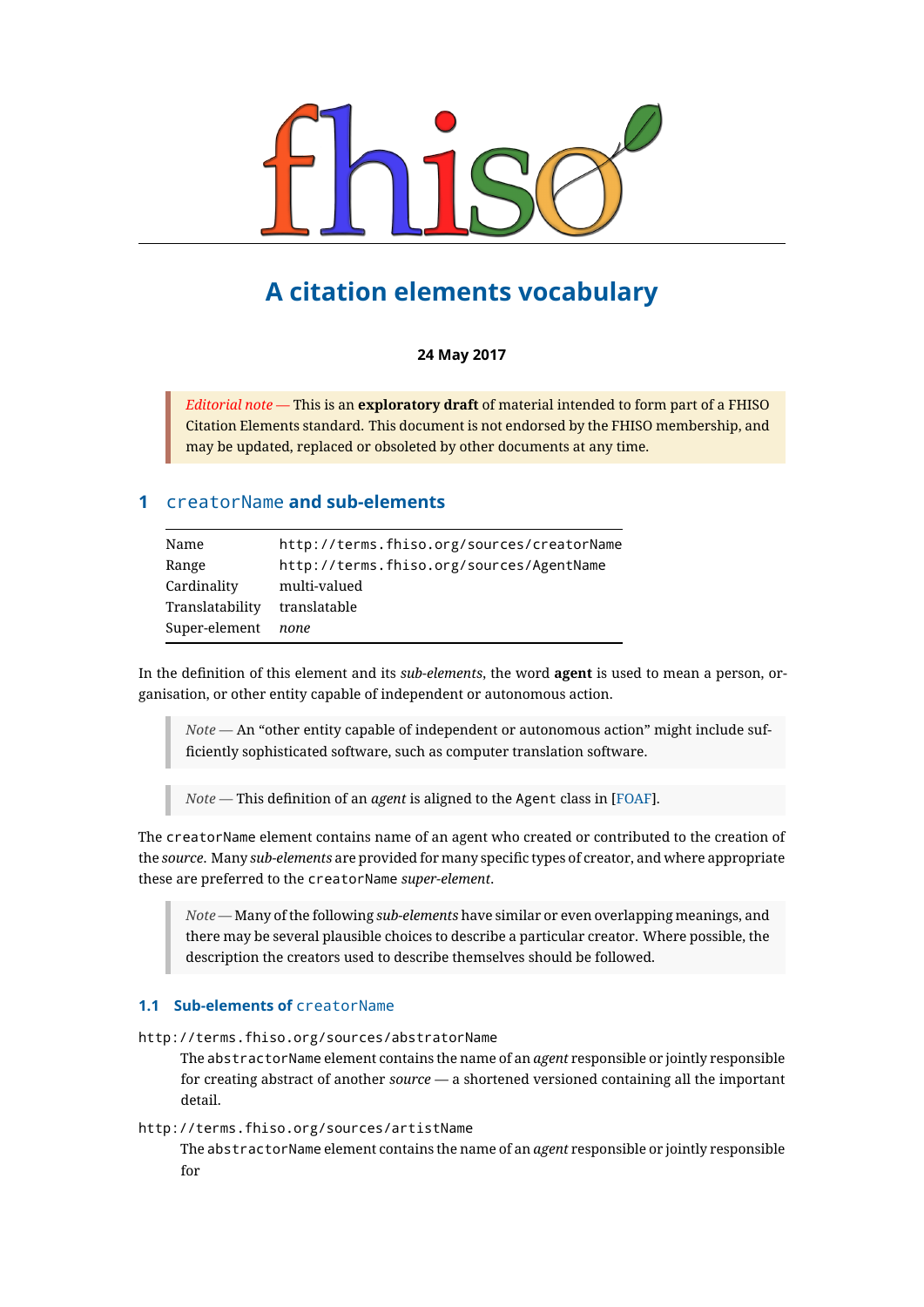# A citation elements vocabulary

**24 May 2017**

> *Editorial note* — This is an **exploratory draft** of material intended to form part of a FHISO Citation Elements standard. This document is not endorsed by the FHISO membership, and may be updated, replaced or obsoleted by other documents at any time.

## 1 `creatorName` and sub-elements

| | |
|---|---|
| Name | `http://terms.fhiso.org/sources/creatorName` |
| Range | `http://terms.fhiso.org/sources/AgentName` |
| Cardinality | multi-valued |
| Translatability | translatable |
| Super-element | *none* |

In the definition of this element and its *sub-elements*, the word **agent** is used to mean a person, organisation, or other entity capable of independent or autonomous action.

> *Note* — An "other entity capable of independent or autonomous action" might include sufficiently sophisticated software, such as computer translation software.

> *Note* — This definition of an *agent* is aligned to the `Agent` class in [FOAF].

The `creatorName` element contains name of an agent who created or contributed to the creation of the *source*. Many *sub-elements* are provided for many specific types of creator, and where appropriate these are preferred to the `creatorName` *super-element*.

> *Note* — Many of the following *sub-elements* have similar or even overlapping meanings, and there may be several plausible choices to describe a particular creator. Where possible, the description the creators used to describe themselves should be followed.

### 1.1 Sub-elements of `creatorName`

`http://terms.fhiso.org/sources/abstratorName`
: The `abstractorName` element contains the name of an *agent* responsible or jointly responsible for creating abstract of another *source* — a shortened versioned containing all the important detail.

`http://terms.fhiso.org/sources/artistName`
: The `abstractorName` element contains the name of an *agent* responsible or jointly responsible for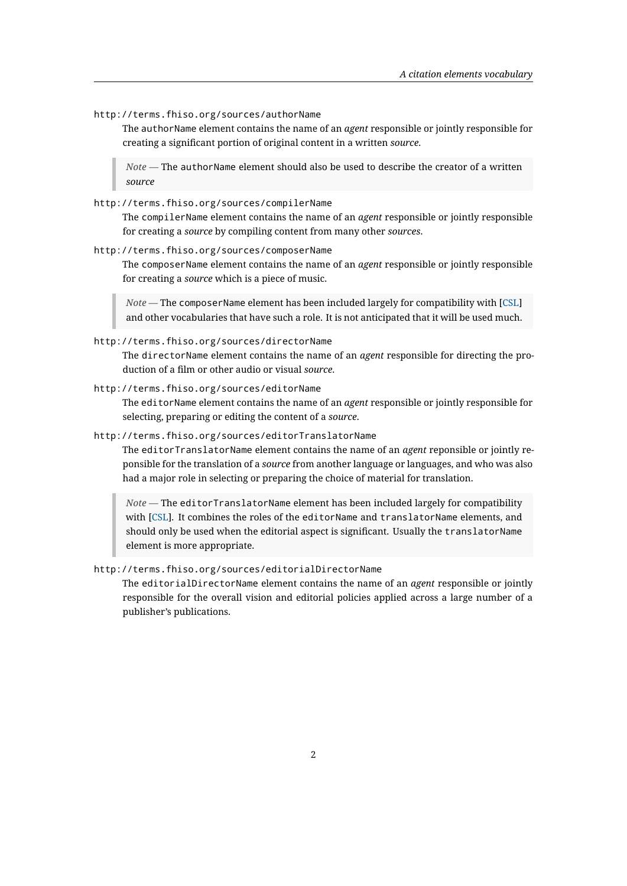`http://terms.fhiso.org/sources/authorName`
: The `authorName` element contains the name of an *agent* responsible or jointly responsible for creating a significant portion of original content in a written *source*.

> *Note* — The `authorName` element should also be used to describe the creator of a written *source*

`http://terms.fhiso.org/sources/compilerName`
: The `compilerName` element contains the name of an *agent* responsible or jointly responsible for creating a *source* by compiling content from many other *sources*.

`http://terms.fhiso.org/sources/composerName`
: The `composerName` element contains the name of an *agent* responsible or jointly responsible for creating a *source* which is a piece of music.

> *Note* — The `composerName` element has been included largely for compatibility with [CSL] and other vocabularies that have such a role. It is not anticipated that it will be used much.

`http://terms.fhiso.org/sources/directorName`
: The `directorName` element contains the name of an *agent* responsible for directing the production of a film or other audio or visual *source*.

`http://terms.fhiso.org/sources/editorName`
: The `editorName` element contains the name of an *agent* responsible or jointly responsible for selecting, preparing or editing the content of a *source*.

`http://terms.fhiso.org/sources/editorTranslatorName`
: The `editorTranslatorName` element contains the name of an *agent* reponsible or jointly reponsible for the translation of a *source* from another language or languages, and who was also had a major role in selecting or preparing the choice of material for translation.

> *Note* — The `editorTranslatorName` element has been included largely for compatibility with [CSL]. It combines the roles of the `editorName` and `translatorName` elements, and should only be used when the editorial aspect is significant. Usually the `translatorName` element is more appropriate.

`http://terms.fhiso.org/sources/editorialDirectorName`
: The `editorialDirectorName` element contains the name of an *agent* responsible or jointly responsible for the overall vision and editorial policies applied across a large number of a publisher's publications.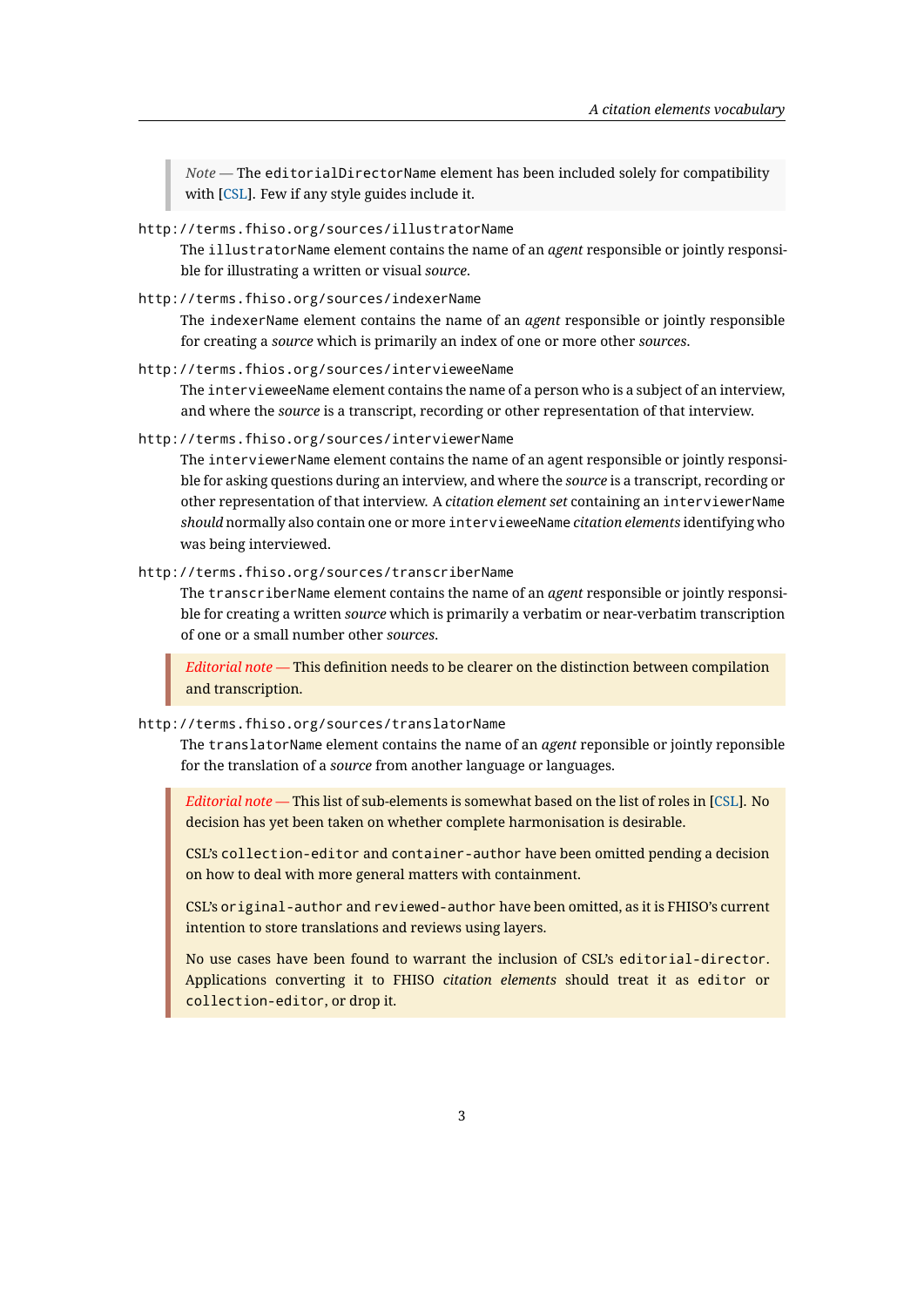> *Note* — The `editorialDirectorName` element has been included solely for compatibility with [CSL]. Few if any style guides include it.

`http://terms.fhiso.org/sources/illustratorName`
: The `illustratorName` element contains the name of an *agent* responsible or jointly responsible for illustrating a written or visual *source*.

`http://terms.fhiso.org/sources/indexerName`
: The `indexerName` element contains the name of an *agent* responsible or jointly responsible for creating a *source* which is primarily an index of one or more other *sources*.

`http://terms.fhios.org/sources/intervieweeName`
: The `intervieweeName` element contains the name of a person who is a subject of an interview, and where the *source* is a transcript, recording or other representation of that interview.

`http://terms.fhiso.org/sources/interviewerName`
: The `interviewerName` element contains the name of an agent responsible or jointly responsible for asking questions during an interview, and where the *source* is a transcript, recording or other representation of that interview. A *citation element set* containing an `interviewerName` *should* normally also contain one or more `intervieweeName` *citation elements* identifying who was being interviewed.

`http://terms.fhiso.org/sources/transcriberName`
: The `transcriberName` element contains the name of an *agent* responsible or jointly responsible for creating a written *source* which is primarily a verbatim or near-verbatim transcription of one or a small number other *sources*.

> *Editorial note* — This definition needs to be clearer on the distinction between compilation and transcription.

`http://terms.fhiso.org/sources/translatorName`
: The `translatorName` element contains the name of an *agent* reponsible or jointly reponsible for the translation of a *source* from another language or languages.

> *Editorial note* — This list of sub-elements is somewhat based on the list of roles in [CSL]. No decision has yet been taken on whether complete harmonisation is desirable.
>
> CSL's `collection-editor` and `container-author` have been omitted pending a decision on how to deal with more general matters with containment.
>
> CSL's `original-author` and `reviewed-author` have been omitted, as it is FHISO's current intention to store translations and reviews using layers.
>
> No use cases have been found to warrant the inclusion of CSL's `editorial-director`. Applications converting it to FHISO *citation elements* should treat it as `editor` or `collection-editor`, or drop it.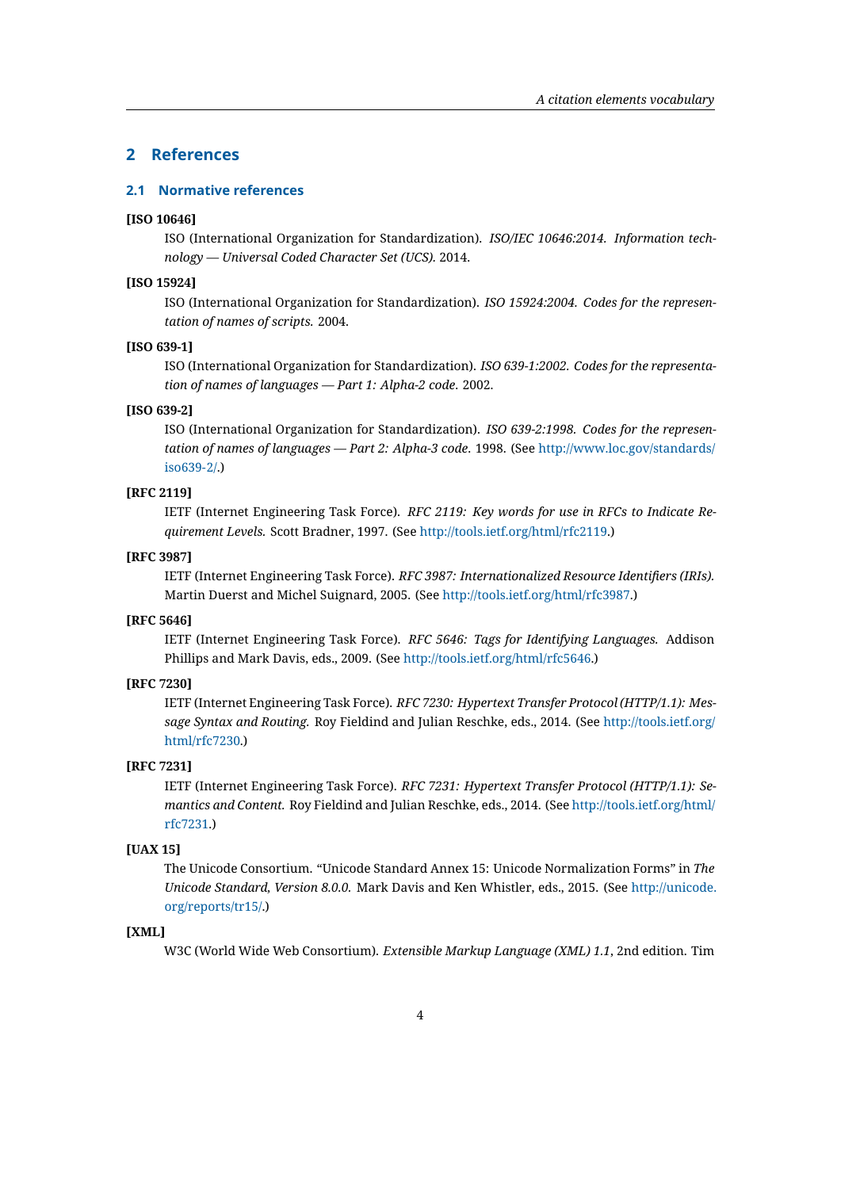## 2 References

### 2.1 Normative references

**[ISO 10646]**

ISO (International Organization for Standardization). *ISO/IEC 10646:2014. Information technology — Universal Coded Character Set (UCS).* 2014.

**[ISO 15924]**

ISO (International Organization for Standardization). *ISO 15924:2004. Codes for the representation of names of scripts.* 2004.

**[ISO 639-1]**

ISO (International Organization for Standardization). *ISO 639-1:2002. Codes for the representation of names of languages — Part 1: Alpha-2 code.* 2002.

**[ISO 639-2]**

ISO (International Organization for Standardization). *ISO 639-2:1998. Codes for the representation of names of languages — Part 2: Alpha-3 code.* 1998. (See http://www.loc.gov/standards/iso639-2/.)

**[RFC 2119]**

IETF (Internet Engineering Task Force). *RFC 2119: Key words for use in RFCs to Indicate Requirement Levels.* Scott Bradner, 1997. (See http://tools.ietf.org/html/rfc2119.)

**[RFC 3987]**

IETF (Internet Engineering Task Force). *RFC 3987: Internationalized Resource Identifiers (IRIs).* Martin Duerst and Michel Suignard, 2005. (See http://tools.ietf.org/html/rfc3987.)

**[RFC 5646]**

IETF (Internet Engineering Task Force). *RFC 5646: Tags for Identifying Languages.* Addison Phillips and Mark Davis, eds., 2009. (See http://tools.ietf.org/html/rfc5646.)

**[RFC 7230]**

IETF (Internet Engineering Task Force). *RFC 7230: Hypertext Transfer Protocol (HTTP/1.1): Message Syntax and Routing.* Roy Fieldind and Julian Reschke, eds., 2014. (See http://tools.ietf.org/html/rfc7230.)

**[RFC 7231]**

IETF (Internet Engineering Task Force). *RFC 7231: Hypertext Transfer Protocol (HTTP/1.1): Semantics and Content.* Roy Fieldind and Julian Reschke, eds., 2014. (See http://tools.ietf.org/html/rfc7231.)

**[UAX 15]**

The Unicode Consortium. "Unicode Standard Annex 15: Unicode Normalization Forms" in *The Unicode Standard, Version 8.0.0.* Mark Davis and Ken Whistler, eds., 2015. (See http://unicode.org/reports/tr15/.)

**[XML]**

W3C (World Wide Web Consortium). *Extensible Markup Language (XML) 1.1*, 2nd edition. Tim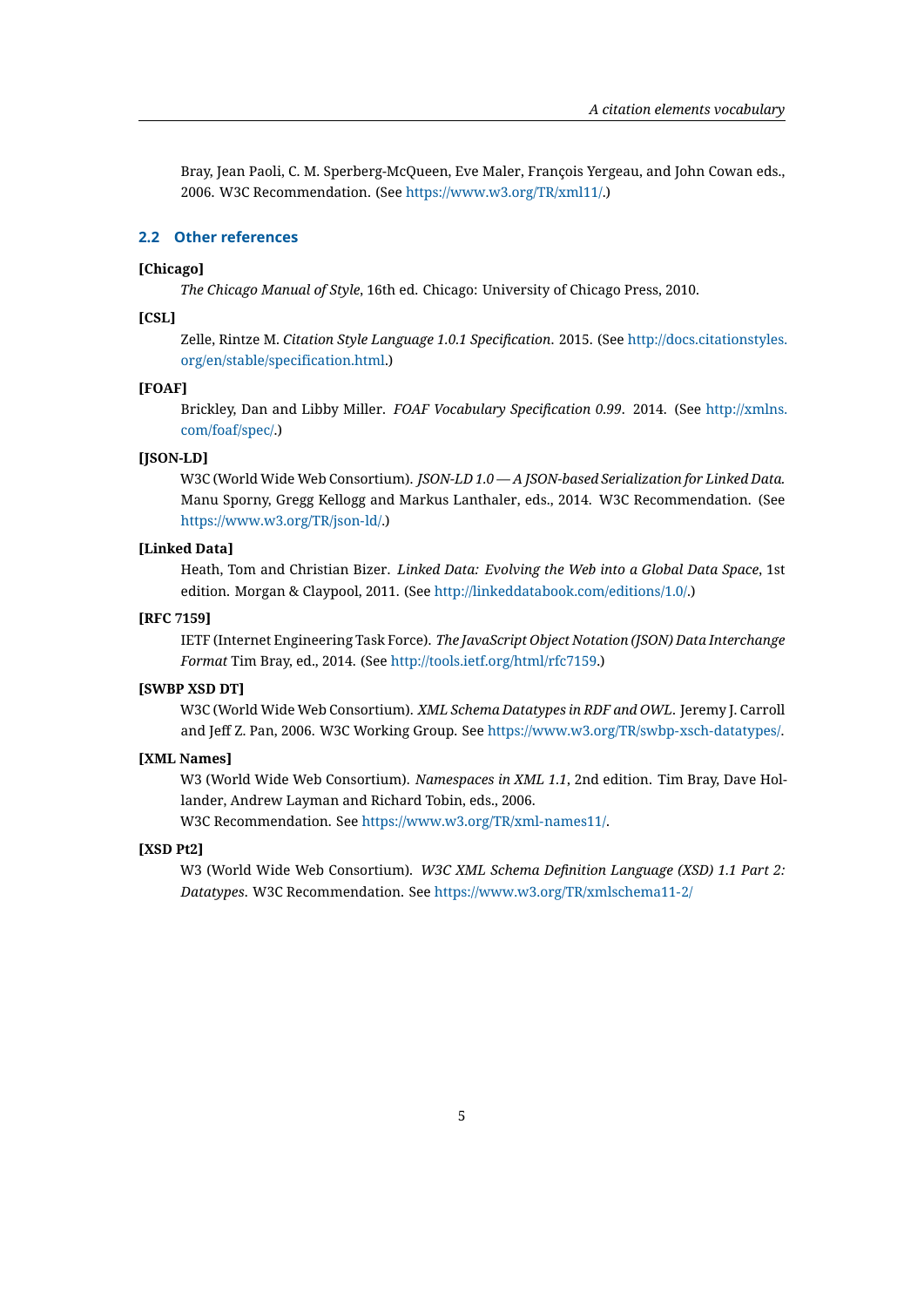Bray, Jean Paoli, C. M. Sperberg-McQueen, Eve Maler, François Yergeau, and John Cowan eds., 2006. W3C Recommendation. (See https://www.w3.org/TR/xml11/.)

### 2.2 Other references

**[Chicago]**

*The Chicago Manual of Style*, 16th ed. Chicago: University of Chicago Press, 2010.

**[CSL]**

Zelle, Rintze M. *Citation Style Language 1.0.1 Specification*. 2015. (See http://docs.citationstyles.org/en/stable/specification.html.)

**[FOAF]**

Brickley, Dan and Libby Miller. *FOAF Vocabulary Specification 0.99*. 2014. (See http://xmlns.com/foaf/spec/.)

**[JSON-LD]**

W3C (World Wide Web Consortium). *JSON-LD 1.0 — A JSON-based Serialization for Linked Data.* Manu Sporny, Gregg Kellogg and Markus Lanthaler, eds., 2014. W3C Recommendation. (See https://www.w3.org/TR/json-ld/.)

**[Linked Data]**

Heath, Tom and Christian Bizer. *Linked Data: Evolving the Web into a Global Data Space*, 1st edition. Morgan & Claypool, 2011. (See http://linkeddatabook.com/editions/1.0/.)

**[RFC 7159]**

IETF (Internet Engineering Task Force). *The JavaScript Object Notation (JSON) Data Interchange Format* Tim Bray, ed., 2014. (See http://tools.ietf.org/html/rfc7159.)

**[SWBP XSD DT]**

W3C (World Wide Web Consortium). *XML Schema Datatypes in RDF and OWL*. Jeremy J. Carroll and Jeff Z. Pan, 2006. W3C Working Group. See https://www.w3.org/TR/swbp-xsch-datatypes/.

**[XML Names]**

W3 (World Wide Web Consortium). *Namespaces in XML 1.1*, 2nd edition. Tim Bray, Dave Hollander, Andrew Layman and Richard Tobin, eds., 2006.
W3C Recommendation. See https://www.w3.org/TR/xml-names11/.

**[XSD Pt2]**

W3 (World Wide Web Consortium). *W3C XML Schema Definition Language (XSD) 1.1 Part 2: Datatypes*. W3C Recommendation. See https://www.w3.org/TR/xmlschema11-2/